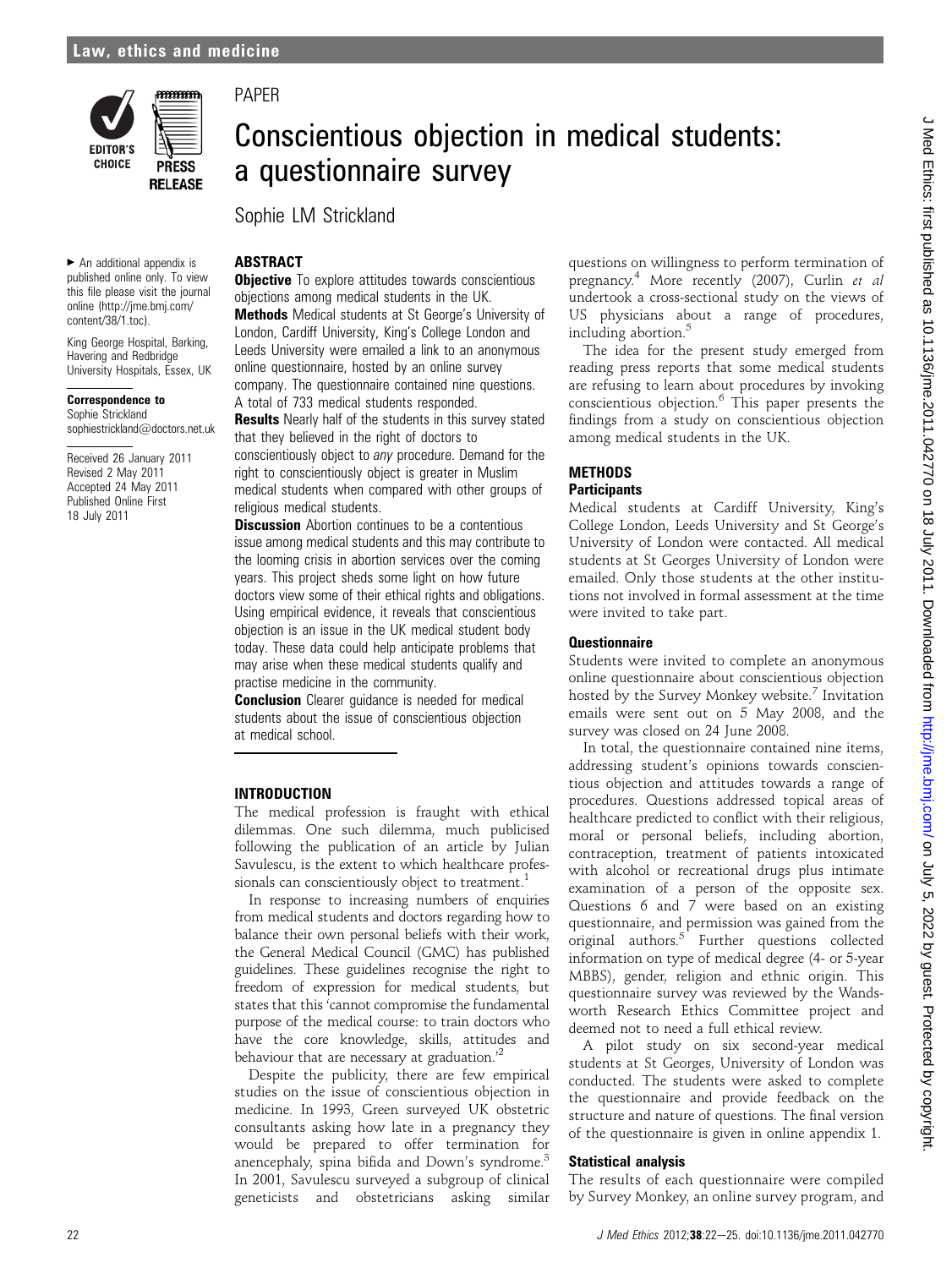PAPER

# Conscientious objection in medical students: a questionnaire survey

Sophie LM Strickland

▸ An additional appendix is published online only. To view this file please visit the journal online (http://jme.bmj.com/content/38/1.toc).

King George Hospital, Barking, Havering and Redbridge University Hospitals, Essex, UK

**Correspondence to**
Sophie Strickland
sophiestrickland@doctors.net.uk

Received 26 January 2011
Revised 2 May 2011
Accepted 24 May 2011
Published Online First
18 July 2011

## ABSTRACT

**Objective** To explore attitudes towards conscientious objections among medical students in the UK.

**Methods** Medical students at St George's University of London, Cardiff University, King's College London and Leeds University were emailed a link to an anonymous online questionnaire, hosted by an online survey company. The questionnaire contained nine questions. A total of 733 medical students responded.

**Results** Nearly half of the students in this survey stated that they believed in the right of doctors to conscientiously object to *any* procedure. Demand for the right to conscientiously object is greater in Muslim medical students when compared with other groups of religious medical students.

**Discussion** Abortion continues to be a contentious issue among medical students and this may contribute to the looming crisis in abortion services over the coming years. This project sheds some light on how future doctors view some of their ethical rights and obligations. Using empirical evidence, it reveals that conscientious objection is an issue in the UK medical student body today. These data could help anticipate problems that may arise when these medical students qualify and practise medicine in the community.

**Conclusion** Clearer guidance is needed for medical students about the issue of conscientious objection at medical school.

## INTRODUCTION

The medical profession is fraught with ethical dilemmas. One such dilemma, much publicised following the publication of an article by Julian Savulescu, is the extent to which healthcare professionals can conscientiously object to treatment.[1]

In response to increasing numbers of enquiries from medical students and doctors regarding how to balance their own personal beliefs with their work, the General Medical Council (GMC) has published guidelines. These guidelines recognise the right to freedom of expression for medical students, but states that this 'cannot compromise the fundamental purpose of the medical course: to train doctors who have the core knowledge, skills, attitudes and behaviour that are necessary at graduation.'[2]

Despite the publicity, there are few empirical studies on the issue of conscientious objection in medicine. In 1993, Green surveyed UK obstetric consultants asking how late in a pregnancy they would be prepared to offer termination for anencephaly, spina bifida and Down's syndrome.[3] In 2001, Savulescu surveyed a subgroup of clinical geneticists and obstetricians asking similar questions on willingness to perform termination of pregnancy.[4] More recently (2007), Curlin *et al* undertook a cross-sectional study on the views of US physicians about a range of procedures, including abortion.[5]

The idea for the present study emerged from reading press reports that some medical students are refusing to learn about procedures by invoking conscientious objection.[6] This paper presents the findings from a study on conscientious objection among medical students in the UK.

## METHODS

### Participants

Medical students at Cardiff University, King's College London, Leeds University and St George's University of London were contacted. All medical students at St Georges University of London were emailed. Only those students at the other institutions not involved in formal assessment at the time were invited to take part.

### Questionnaire

Students were invited to complete an anonymous online questionnaire about conscientious objection hosted by the Survey Monkey website.[7] Invitation emails were sent out on 5 May 2008, and the survey was closed on 24 June 2008.

In total, the questionnaire contained nine items, addressing student's opinions towards conscientious objection and attitudes towards a range of procedures. Questions addressed topical areas of healthcare predicted to conflict with their religious, moral or personal beliefs, including abortion, contraception, treatment of patients intoxicated with alcohol or recreational drugs plus intimate examination of a person of the opposite sex. Questions 6 and 7 were based on an existing questionnaire, and permission was gained from the original authors.[5] Further questions collected information on type of medical degree (4- or 5-year MBBS), gender, religion and ethnic origin. This questionnaire survey was reviewed by the Wandsworth Research Ethics Committee project and deemed not to need a full ethical review.

A pilot study on six second-year medical students at St Georges, University of London was conducted. The students were asked to complete the questionnaire and provide feedback on the structure and nature of questions. The final version of the questionnaire is given in online appendix 1.

### Statistical analysis

The results of each questionnaire were compiled by Survey Monkey, an online survey program, and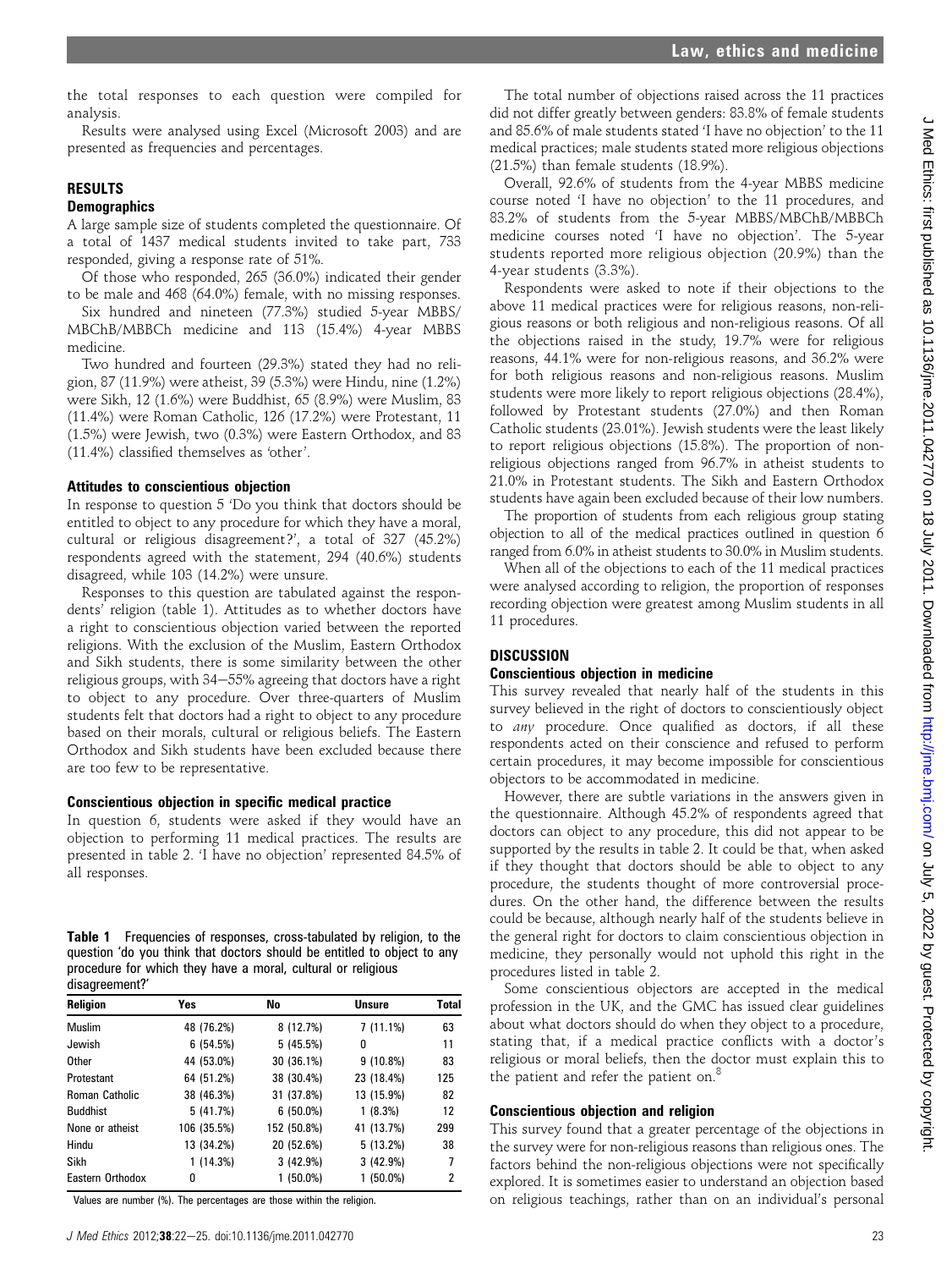the total responses to each question were compiled for analysis.

Results were analysed using Excel (Microsoft 2003) and are presented as frequencies and percentages.

## RESULTS

### Demographics

A large sample size of students completed the questionnaire. Of a total of 1437 medical students invited to take part, 733 responded, giving a response rate of 51%.

Of those who responded, 265 (36.0%) indicated their gender to be male and 468 (64.0%) female, with no missing responses.

Six hundred and nineteen (77.3%) studied 5-year MBBS/MBChB/MBBCh medicine and 113 (15.4%) 4-year MBBS medicine.

Two hundred and fourteen (29.3%) stated they had no religion, 87 (11.9%) were atheist, 39 (5.3%) were Hindu, nine (1.2%) were Sikh, 12 (1.6%) were Buddhist, 65 (8.9%) were Muslim, 83 (11.4%) were Roman Catholic, 126 (17.2%) were Protestant, 11 (1.5%) were Jewish, two (0.3%) were Eastern Orthodox, and 83 (11.4%) classified themselves as 'other'.

### Attitudes to conscientious objection

In response to question 5 'Do you think that doctors should be entitled to object to any procedure for which they have a moral, cultural or religious disagreement?', a total of 327 (45.2%) respondents agreed with the statement, 294 (40.6%) students disagreed, while 103 (14.2%) were unsure.

Responses to this question are tabulated against the respondents' religion (table 1). Attitudes as to whether doctors have a right to conscientious objection varied between the reported religions. With the exclusion of the Muslim, Eastern Orthodox and Sikh students, there is some similarity between the other religious groups, with 34–55% agreeing that doctors have a right to object to any procedure. Over three-quarters of Muslim students felt that doctors had a right to object to any procedure based on their morals, cultural or religious beliefs. The Eastern Orthodox and Sikh students have been excluded because there are too few to be representative.

### Conscientious objection in specific medical practice

In question 6, students were asked if they would have an objection to performing 11 medical practices. The results are presented in table 2. 'I have no objection' represented 84.5% of all responses.

**Table 1** Frequencies of responses, cross-tabulated by religion, to the question 'do you think that doctors should be entitled to object to any procedure for which they have a moral, cultural or religious disagreement?'

| Religion | Yes | No | Unsure | Total |
|---|---|---|---|---|
| Muslim | 48 (76.2%) | 8 (12.7%) | 7 (11.1%) | 63 |
| Jewish | 6 (54.5%) | 5 (45.5%) | 0 | 11 |
| Other | 44 (53.0%) | 30 (36.1%) | 9 (10.8%) | 83 |
| Protestant | 64 (51.2%) | 38 (30.4%) | 23 (18.4%) | 125 |
| Roman Catholic | 38 (46.3%) | 31 (37.8%) | 13 (15.9%) | 82 |
| Buddhist | 5 (41.7%) | 6 (50.0%) | 1 (8.3%) | 12 |
| None or atheist | 106 (35.5%) | 152 (50.8%) | 41 (13.7%) | 299 |
| Hindu | 13 (34.2%) | 20 (52.6%) | 5 (13.2%) | 38 |
| Sikh | 1 (14.3%) | 3 (42.9%) | 3 (42.9%) | 7 |
| Eastern Orthodox | 0 | 1 (50.0%) | 1 (50.0%) | 2 |

Values are number (%). The percentages are those within the religion.

The total number of objections raised across the 11 practices did not differ greatly between genders: 83.8% of female students and 85.6% of male students stated 'I have no objection' to the 11 medical practices; male students stated more religious objections (21.5%) than female students (18.9%).

Overall, 92.6% of students from the 4-year MBBS medicine course noted 'I have no objection' to the 11 procedures, and 83.2% of students from the 5-year MBBS/MBChB/MBBCh medicine courses noted 'I have no objection'. The 5-year students reported more religious objection (20.9%) than the 4-year students (3.3%).

Respondents were asked to note if their objections to the above 11 medical practices were for religious reasons, non-religious reasons or both religious and non-religious reasons. Of all the objections raised in the study, 19.7% were for religious reasons, 44.1% were for non-religious reasons, and 36.2% were for both religious reasons and non-religious reasons. Muslim students were more likely to report religious objections (28.4%), followed by Protestant students (27.0%) and then Roman Catholic students (23.01%). Jewish students were the least likely to report religious objections (15.8%). The proportion of non-religious objections ranged from 96.7% in atheist students to 21.0% in Protestant students. The Sikh and Eastern Orthodox students have again been excluded because of their low numbers.

The proportion of students from each religious group stating objection to all of the medical practices outlined in question 6 ranged from 6.0% in atheist students to 30.0% in Muslim students.

When all of the objections to each of the 11 medical practices were analysed according to religion, the proportion of responses recording objection were greatest among Muslim students in all 11 procedures.

## DISCUSSION

### Conscientious objection in medicine

This survey revealed that nearly half of the students in this survey believed in the right of doctors to conscientiously object to *any* procedure. Once qualified as doctors, if all these respondents acted on their conscience and refused to perform certain procedures, it may become impossible for conscientious objectors to be accommodated in medicine.

However, there are subtle variations in the answers given in the questionnaire. Although 45.2% of respondents agreed that doctors can object to any procedure, this did not appear to be supported by the results in table 2. It could be that, when asked if they thought that doctors should be able to object to any procedure, the students thought of more controversial procedures. On the other hand, the difference between the results could be because, although nearly half of the students believe in the general right for doctors to claim conscientious objection in medicine, they personally would not uphold this right in the procedures listed in table 2.

Some conscientious objectors are accepted in the medical profession in the UK, and the GMC has issued clear guidelines about what doctors should do when they object to a procedure, stating that, if a medical practice conflicts with a doctor's religious or moral beliefs, then the doctor must explain this to the patient and refer the patient on.[8]

### Conscientious objection and religion

This survey found that a greater percentage of the objections in the survey were for non-religious reasons than religious ones. The factors behind the non-religious objections were not specifically explored. It is sometimes easier to understand an objection based on religious teachings, rather than on an individual's personal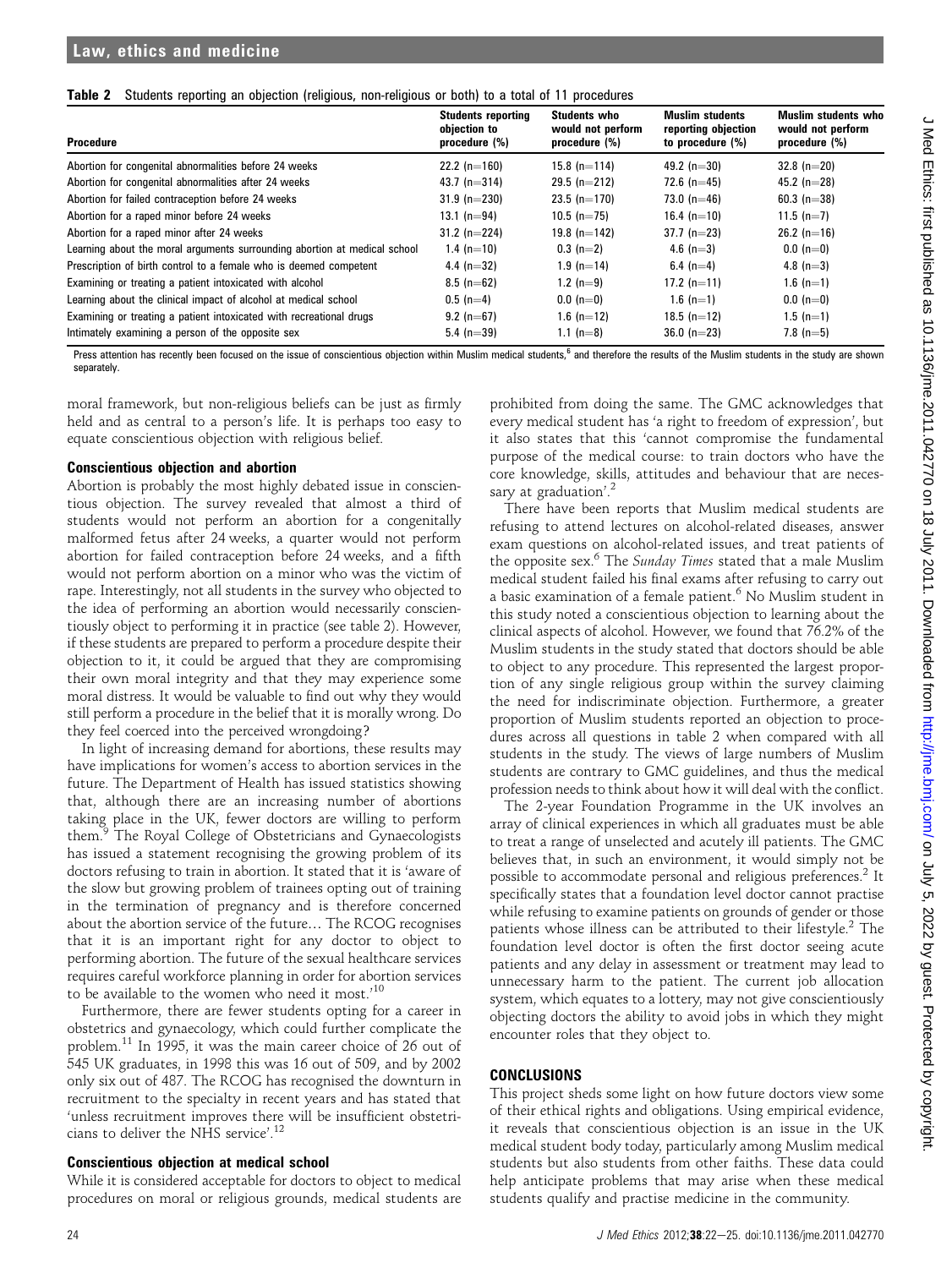**Table 2** Students reporting an objection (religious, non-religious or both) to a total of 11 procedures

| Procedure | Students reporting objection to procedure (%) | Students who would not perform procedure (%) | Muslim students reporting objection to procedure (%) | Muslim students who would not perform procedure (%) |
|---|---|---|---|---|
| Abortion for congenital abnormalities before 24 weeks | 22.2 (n=160) | 15.8 (n=114) | 49.2 (n=30) | 32.8 (n=20) |
| Abortion for congenital abnormalities after 24 weeks | 43.7 (n=314) | 29.5 (n=212) | 72.6 (n=45) | 45.2 (n=28) |
| Abortion for failed contraception before 24 weeks | 31.9 (n=230) | 23.5 (n=170) | 73.0 (n=46) | 60.3 (n=38) |
| Abortion for a raped minor before 24 weeks | 13.1 (n=94) | 10.5 (n=75) | 16.4 (n=10) | 11.5 (n=7) |
| Abortion for a raped minor after 24 weeks | 31.2 (n=224) | 19.8 (n=142) | 37.7 (n=23) | 26.2 (n=16) |
| Learning about the moral arguments surrounding abortion at medical school | 1.4 (n=10) | 0.3 (n=2) | 4.6 (n=3) | 0.0 (n=0) |
| Prescription of birth control to a female who is deemed competent | 4.4 (n=32) | 1.9 (n=14) | 6.4 (n=4) | 4.8 (n=3) |
| Examining or treating a patient intoxicated with alcohol | 8.5 (n=62) | 1.2 (n=9) | 17.2 (n=11) | 1.6 (n=1) |
| Learning about the clinical impact of alcohol at medical school | 0.5 (n=4) | 0.0 (n=0) | 1.6 (n=1) | 0.0 (n=0) |
| Examining or treating a patient intoxicated with recreational drugs | 9.2 (n=67) | 1.6 (n=12) | 18.5 (n=12) | 1.5 (n=1) |
| Intimately examining a person of the opposite sex | 5.4 (n=39) | 1.1 (n=8) | 36.0 (n=23) | 7.8 (n=5) |

Press attention has recently been focused on the issue of conscientious objection within Muslim medical students,[6] and therefore the results of the Muslim students in the study are shown separately.

moral framework, but non-religious beliefs can be just as firmly held and as central to a person's life. It is perhaps too easy to equate conscientious objection with religious belief.

### Conscientious objection and abortion

Abortion is probably the most highly debated issue in conscientious objection. The survey revealed that almost a third of students would not perform an abortion for a congenitally malformed fetus after 24 weeks, a quarter would not perform abortion for failed contraception before 24 weeks, and a fifth would not perform abortion on a minor who was the victim of rape. Interestingly, not all students in the survey who objected to the idea of performing an abortion would necessarily conscientiously object to performing it in practice (see table 2). However, if these students are prepared to perform a procedure despite their objection to it, it could be argued that they are compromising their own moral integrity and that they may experience some moral distress. It would be valuable to find out why they would still perform a procedure in the belief that it is morally wrong. Do they feel coerced into the perceived wrongdoing?

In light of increasing demand for abortions, these results may have implications for women's access to abortion services in the future. The Department of Health has issued statistics showing that, although there are an increasing number of abortions taking place in the UK, fewer doctors are willing to perform them.[9] The Royal College of Obstetricians and Gynaecologists has issued a statement recognising the growing problem of its doctors refusing to train in abortion. It stated that it is 'aware of the slow but growing problem of trainees opting out of training in the termination of pregnancy and is therefore concerned about the abortion service of the future… The RCOG recognises that it is an important right for any doctor to object to performing abortion. The future of the sexual healthcare services requires careful workforce planning in order for abortion services to be available to the women who need it most.'[10]

Furthermore, there are fewer students opting for a career in obstetrics and gynaecology, which could further complicate the problem.[11] In 1995, it was the main career choice of 26 out of 545 UK graduates, in 1998 this was 16 out of 509, and by 2002 only six out of 487. The RCOG has recognised the downturn in recruitment to the specialty in recent years and has stated that 'unless recruitment improves there will be insufficient obstetricians to deliver the NHS service'.[12]

### Conscientious objection at medical school

While it is considered acceptable for doctors to object to medical procedures on moral or religious grounds, medical students are prohibited from doing the same. The GMC acknowledges that every medical student has 'a right to freedom of expression', but it also states that this 'cannot compromise the fundamental purpose of the medical course: to train doctors who have the core knowledge, skills, attitudes and behaviour that are necessary at graduation'.[2]

There have been reports that Muslim medical students are refusing to attend lectures on alcohol-related diseases, answer exam questions on alcohol-related issues, and treat patients of the opposite sex.[6] The *Sunday Times* stated that a male Muslim medical student failed his final exams after refusing to carry out a basic examination of a female patient.[6] No Muslim student in this study noted a conscientious objection to learning about the clinical aspects of alcohol. However, we found that 76.2% of the Muslim students in the study stated that doctors should be able to object to any procedure. This represented the largest proportion of any single religious group within the survey claiming the need for indiscriminate objection. Furthermore, a greater proportion of Muslim students reported an objection to procedures across all questions in table 2 when compared with all students in the study. The views of large numbers of Muslim students are contrary to GMC guidelines, and thus the medical profession needs to think about how it will deal with the conflict.

The 2-year Foundation Programme in the UK involves an array of clinical experiences in which all graduates must be able to treat a range of unselected and acutely ill patients. The GMC believes that, in such an environment, it would simply not be possible to accommodate personal and religious preferences.[2] It specifically states that a foundation level doctor cannot practise while refusing to examine patients on grounds of gender or those patients whose illness can be attributed to their lifestyle.[2] The foundation level doctor is often the first doctor seeing acute patients and any delay in assessment or treatment may lead to unnecessary harm to the patient. The current job allocation system, which equates to a lottery, may not give conscientiously objecting doctors the ability to avoid jobs in which they might encounter roles that they object to.

## CONCLUSIONS

This project sheds some light on how future doctors view some of their ethical rights and obligations. Using empirical evidence, it reveals that conscientious objection is an issue in the UK medical student body today, particularly among Muslim medical students but also students from other faiths. These data could help anticipate problems that may arise when these medical students qualify and practise medicine in the community.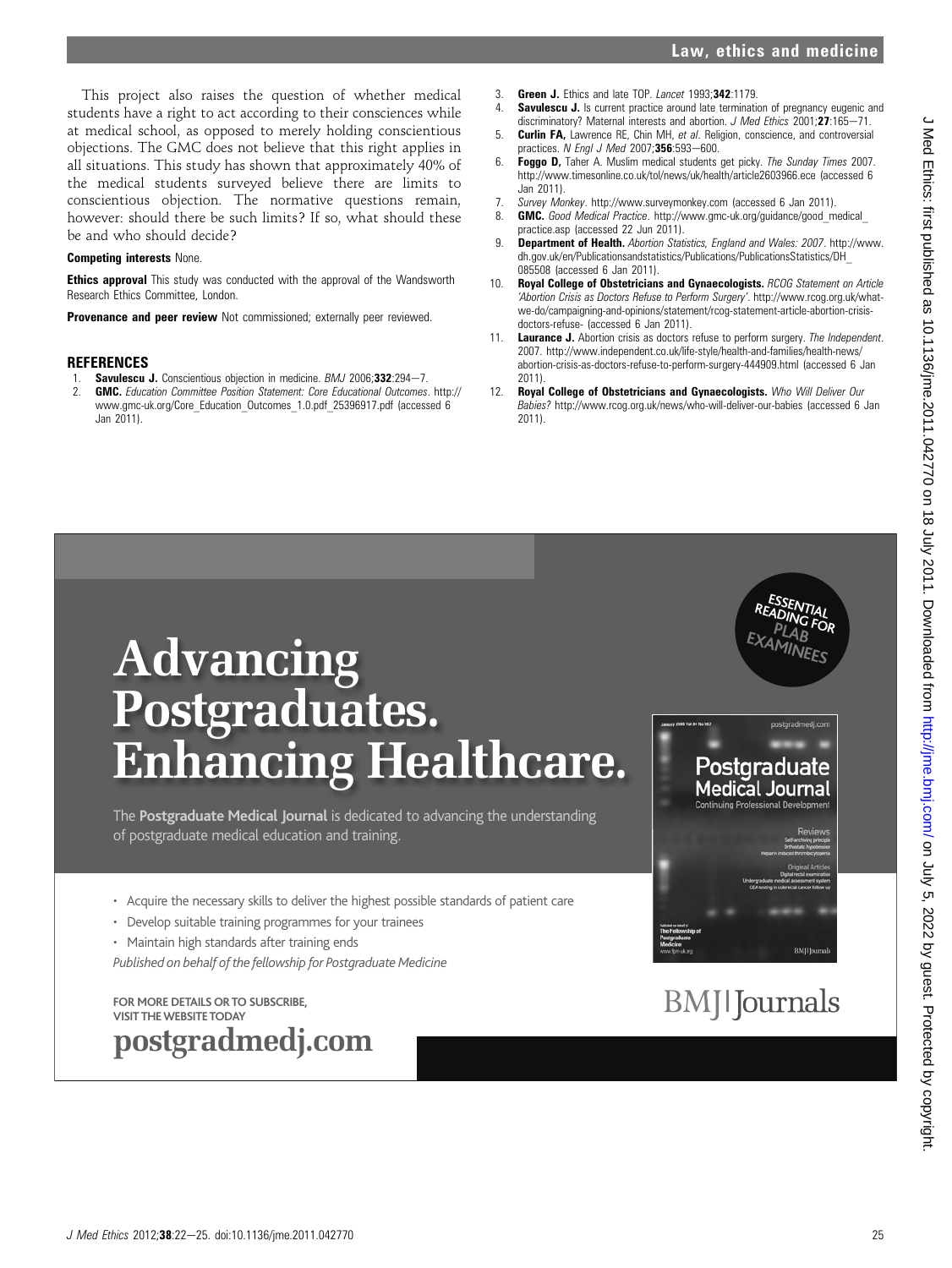This project also raises the question of whether medical students have a right to act according to their consciences while at medical school, as opposed to merely holding conscientious objections. The GMC does not believe that this right applies in all situations. This study has shown that approximately 40% of the medical students surveyed believe there are limits to conscientious objection. The normative questions remain, however: should there be such limits? If so, what should these be and who should decide?

**Competing interests** None.

**Ethics approval** This study was conducted with the approval of the Wandsworth Research Ethics Committee, London.

**Provenance and peer review** Not commissioned; externally peer reviewed.

## REFERENCES

1. **Savulescu J.** Conscientious objection in medicine. *BMJ* 2006;**332**:294—7.
2. **GMC.** *Education Committee Position Statement: Core Educational Outcomes*. http://www.gmc-uk.org/Core_Education_Outcomes_1.0.pdf_25396917.pdf (accessed 6 Jan 2011).
3. **Green J.** Ethics and late TOP. *Lancet* 1993;**342**:1179.
4. **Savulescu J.** Is current practice around late termination of pregnancy eugenic and discriminatory? Maternal interests and abortion. *J Med Ethics* 2001;**27**:165—71.
5. **Curlin FA,** Lawrence RE, Chin MH, *et al*. Religion, conscience, and controversial practices. *N Engl J Med* 2007;**356**:593—600.
6. **Foggo D,** Taher A. Muslim medical students get picky. *The Sunday Times* 2007. http://www.timesonline.co.uk/tol/news/uk/health/article2603966.ece (accessed 6 Jan 2011).
7. *Survey Monkey*. http://www.surveymonkey.com (accessed 6 Jan 2011).
8. **GMC.** *Good Medical Practice*. http://www.gmc-uk.org/guidance/good_medical_practice.asp (accessed 22 Jun 2011).
9. **Department of Health.** *Abortion Statistics, England and Wales: 2007*. http://www.dh.gov.uk/en/Publicationsandstatistics/Publications/PublicationsStatistics/DH_085508 (accessed 6 Jan 2011).
10. **Royal College of Obstetricians and Gynaecologists.** *RCOG Statement on Article 'Abortion Crisis as Doctors Refuse to Perform Surgery'*. http://www.rcog.org.uk/what-we-do/campaigning-and-opinions/statement/rcog-statement-article-abortion-crisis-doctors-refuse- (accessed 6 Jan 2011).
11. **Laurance J.** Abortion crisis as doctors refuse to perform surgery. *The Independent*. 2007. http://www.independent.co.uk/life-style/health-and-families/health-news/abortion-crisis-as-doctors-refuse-to-perform-surgery-444909.html (accessed 6 Jan 2011).
12. **Royal College of Obstetricians and Gynaecologists.** *Who Will Deliver Our Babies?* http://www.rcog.org.uk/news/who-will-deliver-our-babies (accessed 6 Jan 2011).

# Advancing Postgraduates. Enhancing Healthcare.

ESSENTIAL READING FOR PLAB EXAMINEES

The **Postgraduate Medical Journal** is dedicated to advancing the understanding of postgraduate medical education and training.

- Acquire the necessary skills to deliver the highest possible standards of patient care
- Develop suitable training programmes for your trainees
- Maintain high standards after training ends

*Published on behalf of the fellowship for Postgraduate Medicine*

FOR MORE DETAILS OR TO SUBSCRIBE, VISIT THE WEBSITE TODAY

**postgradmedj.com**

BMJ|Journals